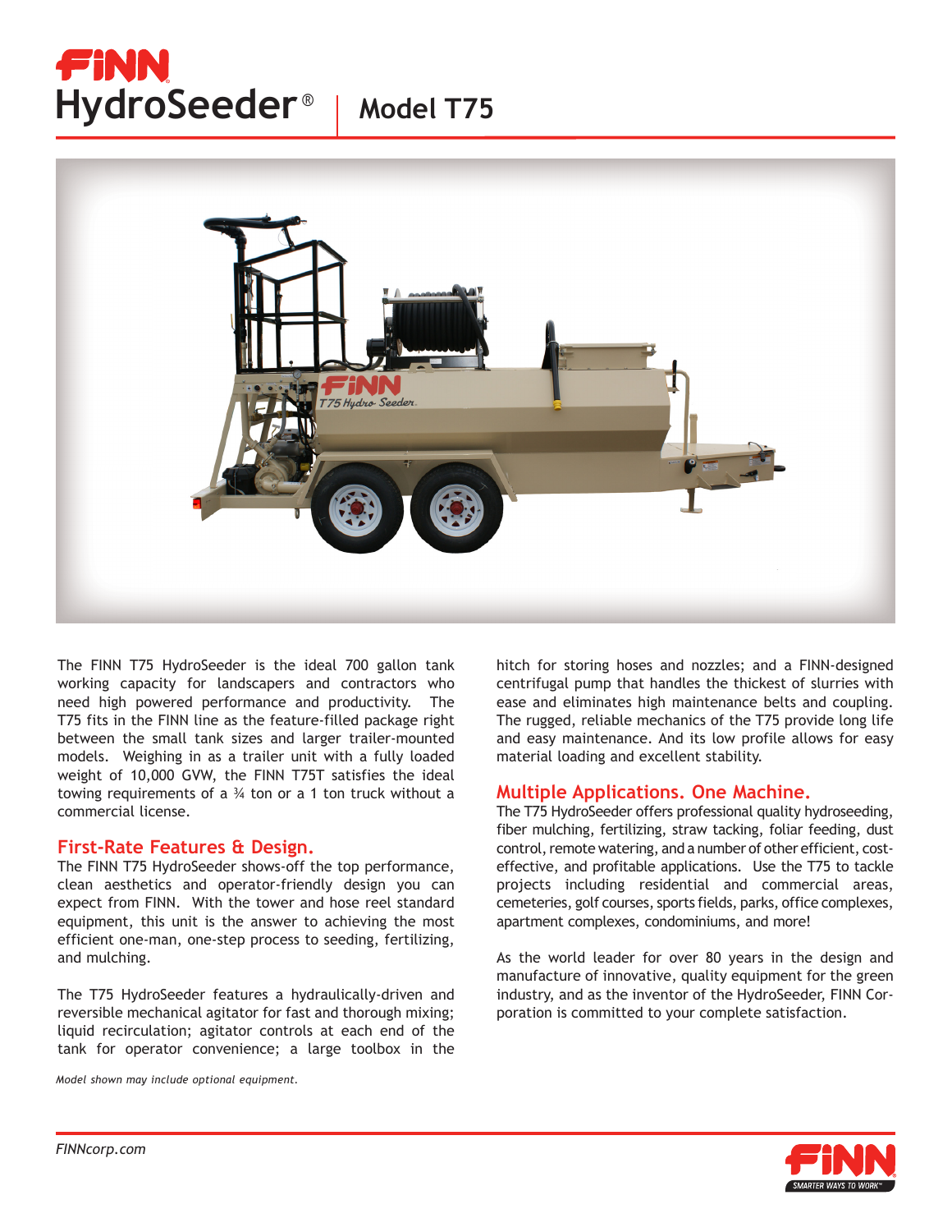# FINN HydroSeeder® | Model T75

The FINN T75 HydroSeeder is the ideal 700 gallon tank working capacity for landscapers and contractors who need high powered performance and productivity. The T75 fits in the FINN line as the feature-filled package right between the small tank sizes and larger trailer-mounted models. Weighing in as a trailer unit with a fully loaded weight of 10,000 GVW, the FINN T75T satisfies the ideal towing requirements of a ¾ ton or a 1 ton truck without a commercial license.

## First-Rate Features & Design.

The FINN T75 HydroSeeder shows-off the top performance, clean aesthetics and operator-friendly design you can expect from FINN. With the tower and hose reel standard equipment, this unit is the answer to achieving the most efficient one-man, one-step process to seeding, fertilizing, and mulching.

The T75 HydroSeeder features a hydraulically-driven and reversible mechanical agitator for fast and thorough mixing; liquid recirculation; agitator controls at each end of the tank for operator convenience; a large toolbox in the hitch for storing hoses and nozzles; and a FINN-designed centrifugal pump that handles the thickest of slurries with ease and eliminates high maintenance belts and coupling. The rugged, reliable mechanics of the T75 provide long life and easy maintenance. And its low profile allows for easy material loading and excellent stability.

## Multiple Applications. One Machine.

The T75 HydroSeeder offers professional quality hydroseeding, fiber mulching, fertilizing, straw tacking, foliar feeding, dust control, remote watering, and a number of other efficient, cost-effective, and profitable applications. Use the T75 to tackle projects including residential and commercial areas, cemeteries, golf courses, sports fields, parks, office complexes, apartment complexes, condominiums, and more!

As the world leader for over 80 years in the design and manufacture of innovative, quality equipment for the green industry, and as the inventor of the HydroSeeder, FINN Corporation is committed to your complete satisfaction.

*Model shown may include optional equipment.*

*FINNcorp.com*

FINN SMARTER WAYS TO WORK™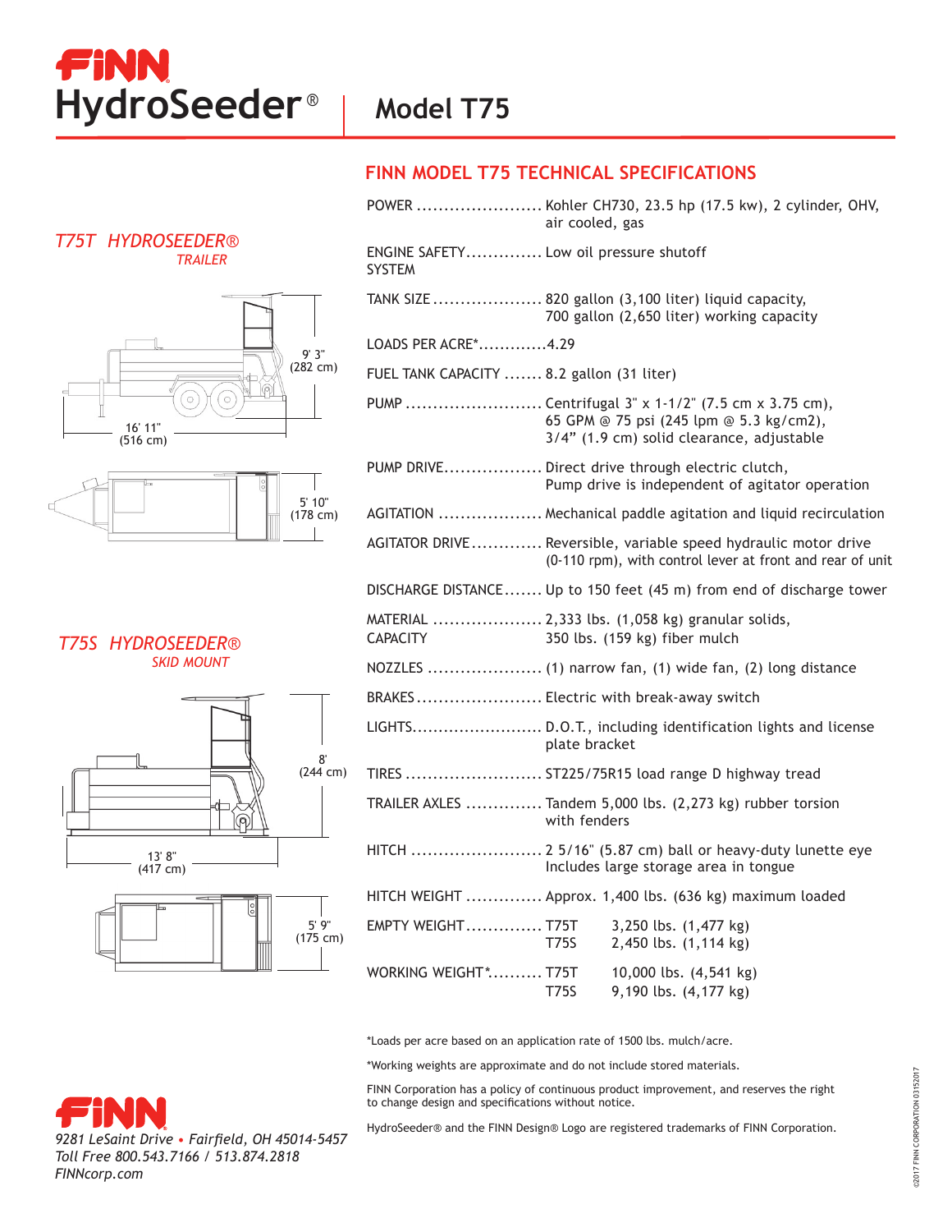# FINN HydroSeeder® | Model T75

*T75T HYDROSEEDER®*
*TRAILER*

9' 3"
(282 cm)

16' 11"
(516 cm)

5' 10"
(178 cm)

*T75S HYDROSEEDER®*
*SKID MOUNT*

8'
(244 cm)

13' 8"
(417 cm)

5' 9"
(175 cm)

## FINN MODEL T75 TECHNICAL SPECIFICATIONS

| | |
|---|---|
| POWER | Kohler CH730, 23.5 hp (17.5 kw), 2 cylinder, OHV, air cooled, gas |
| ENGINE SAFETY SYSTEM | Low oil pressure shutoff |
| TANK SIZE | 820 gallon (3,100 liter) liquid capacity, 700 gallon (2,650 liter) working capacity |
| LOADS PER ACRE* | 4.29 |
| FUEL TANK CAPACITY | 8.2 gallon (31 liter) |
| PUMP | Centrifugal 3" x 1-1/2" (7.5 cm x 3.75 cm), 65 GPM @ 75 psi (245 lpm @ 5.3 kg/cm2), 3/4" (1.9 cm) solid clearance, adjustable |
| PUMP DRIVE | Direct drive through electric clutch, Pump drive is independent of agitator operation |
| AGITATION | Mechanical paddle agitation and liquid recirculation |
| AGITATOR DRIVE | Reversible, variable speed hydraulic motor drive (0-110 rpm), with control lever at front and rear of unit |
| DISCHARGE DISTANCE | Up to 150 feet (45 m) from end of discharge tower |
| MATERIAL CAPACITY | 2,333 lbs. (1,058 kg) granular solids, 350 lbs. (159 kg) fiber mulch |
| NOZZLES | (1) narrow fan, (1) wide fan, (2) long distance |
| BRAKES | Electric with break-away switch |
| LIGHTS | D.O.T., including identification lights and license plate bracket |
| TIRES | ST225/75R15 load range D highway tread |
| TRAILER AXLES | Tandem 5,000 lbs. (2,273 kg) rubber torsion with fenders |
| HITCH | 2 5/16" (5.87 cm) ball or heavy-duty lunette eye Includes large storage area in tongue |
| HITCH WEIGHT | Approx. 1,400 lbs. (636 kg) maximum loaded |
| EMPTY WEIGHT | T75T 3,250 lbs. (1,477 kg)<br>T75S 2,450 lbs. (1,114 kg) |
| WORKING WEIGHT* | T75T 10,000 lbs. (4,541 kg)<br>T75S 9,190 lbs. (4,177 kg) |

*Loads per acre based on an application rate of 1500 lbs. mulch/acre.

*Working weights are approximate and do not include stored materials.

FINN Corporation has a policy of continuous product improvement, and reserves the right to change design and specifications without notice.

HydroSeeder® and the FINN Design® Logo are registered trademarks of FINN Corporation.

**FINN**
*9281 LeSaint Drive • Fairfield, OH 45014-5457*
*Toll Free 800.543.7166 / 513.874.2818*
*FINNcorp.com*

©2017 FINN CORPORATION 03152017